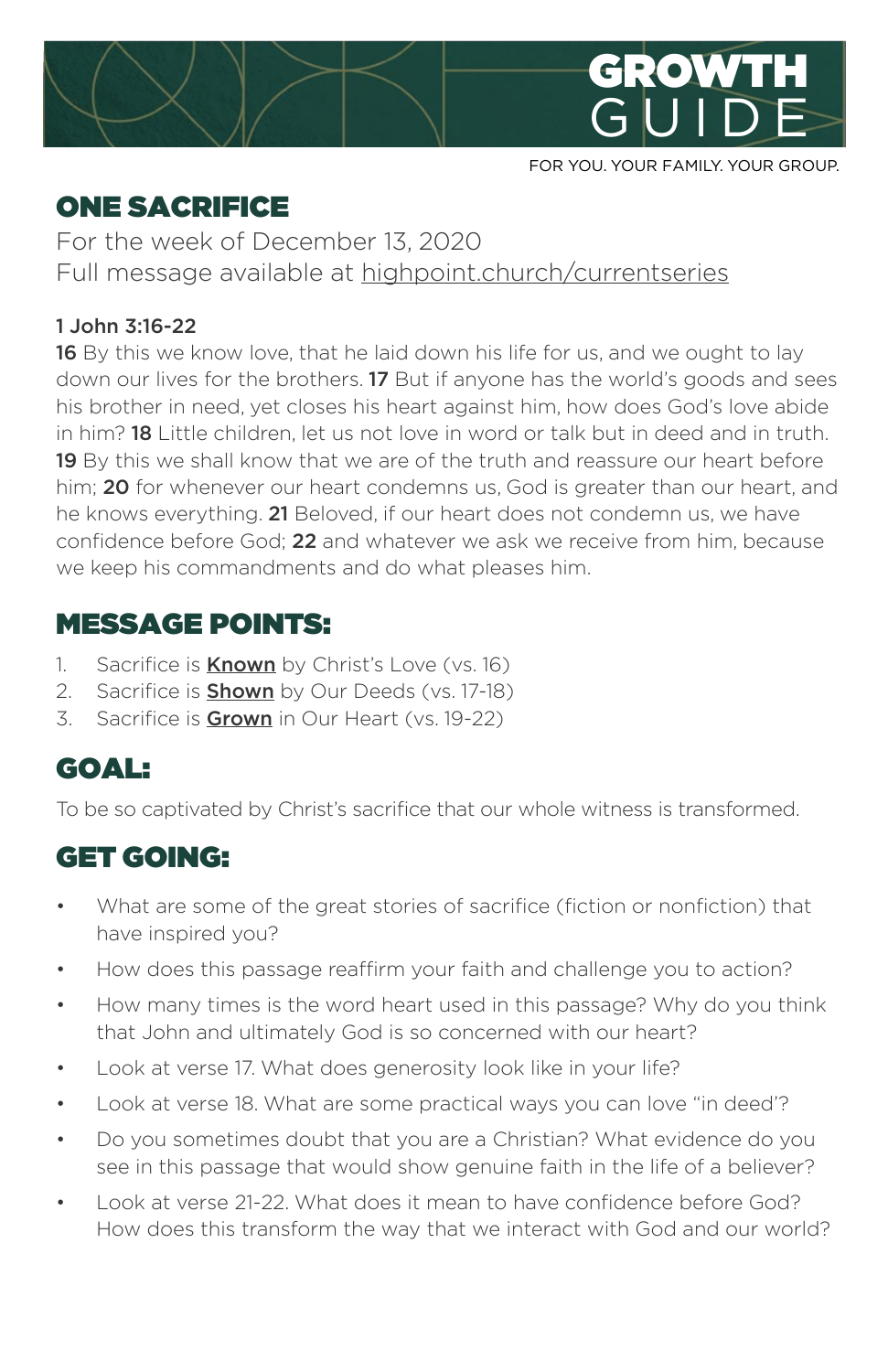# GROWTH GUIDE

FOR YOU. YOUR FAMILY. YOUR GROUP.

## ONE SACRIFICE

For the week of December 13, 2020
Full message available at highpoint.church/currentseries

**1 John 3:16-22**

**16** By this we know love, that he laid down his life for us, and we ought to lay down our lives for the brothers. **17** But if anyone has the world's goods and sees his brother in need, yet closes his heart against him, how does God's love abide in him? **18** Little children, let us not love in word or talk but in deed and in truth. **19** By this we shall know that we are of the truth and reassure our heart before him; **20** for whenever our heart condemns us, God is greater than our heart, and he knows everything. **21** Beloved, if our heart does not condemn us, we have confidence before God; **22** and whatever we ask we receive from him, because we keep his commandments and do what pleases him.

## MESSAGE POINTS:

1. Sacrifice is **Known** by Christ's Love (vs. 16)
2. Sacrifice is **Shown** by Our Deeds (vs. 17-18)
3. Sacrifice is **Grown** in Our Heart (vs. 19-22)

## GOAL:

To be so captivated by Christ's sacrifice that our whole witness is transformed.

## GET GOING:

- What are some of the great stories of sacrifice (fiction or nonfiction) that have inspired you?
- How does this passage reaffirm your faith and challenge you to action?
- How many times is the word heart used in this passage? Why do you think that John and ultimately God is so concerned with our heart?
- Look at verse 17. What does generosity look like in your life?
- Look at verse 18. What are some practical ways you can love "in deed'?
- Do you sometimes doubt that you are a Christian? What evidence do you see in this passage that would show genuine faith in the life of a believer?
- Look at verse 21-22. What does it mean to have confidence before God? How does this transform the way that we interact with God and our world?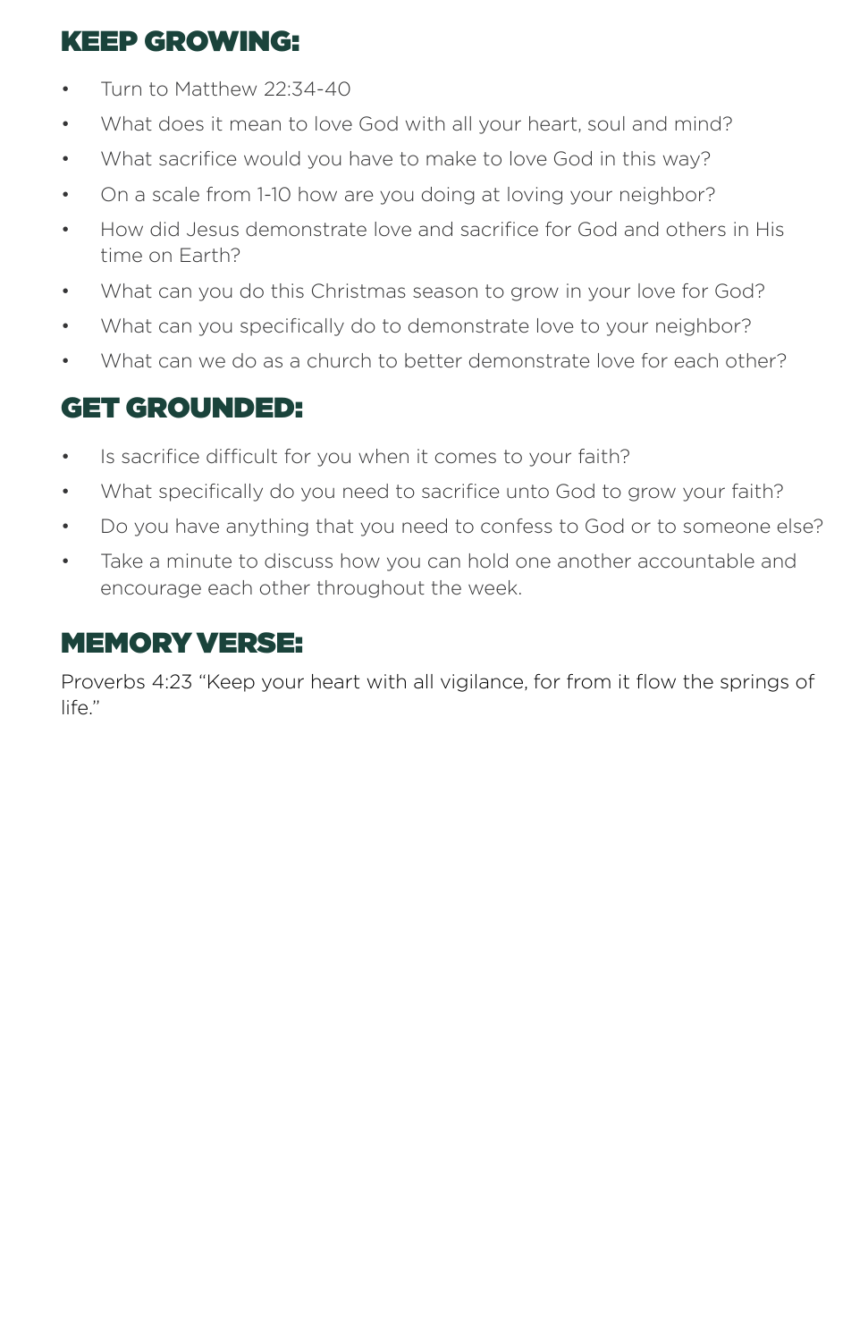## KEEP GROWING:

- Turn to Matthew 22:34-40
- What does it mean to love God with all your heart, soul and mind?
- What sacrifice would you have to make to love God in this way?
- On a scale from 1-10 how are you doing at loving your neighbor?
- How did Jesus demonstrate love and sacrifice for God and others in His time on Earth?
- What can you do this Christmas season to grow in your love for God?
- What can you specifically do to demonstrate love to your neighbor?
- What can we do as a church to better demonstrate love for each other?

## GET GROUNDED:

- Is sacrifice difficult for you when it comes to your faith?
- What specifically do you need to sacrifice unto God to grow your faith?
- Do you have anything that you need to confess to God or to someone else?
- Take a minute to discuss how you can hold one another accountable and encourage each other throughout the week.

## MEMORY VERSE:

Proverbs 4:23 "Keep your heart with all vigilance, for from it flow the springs of life."